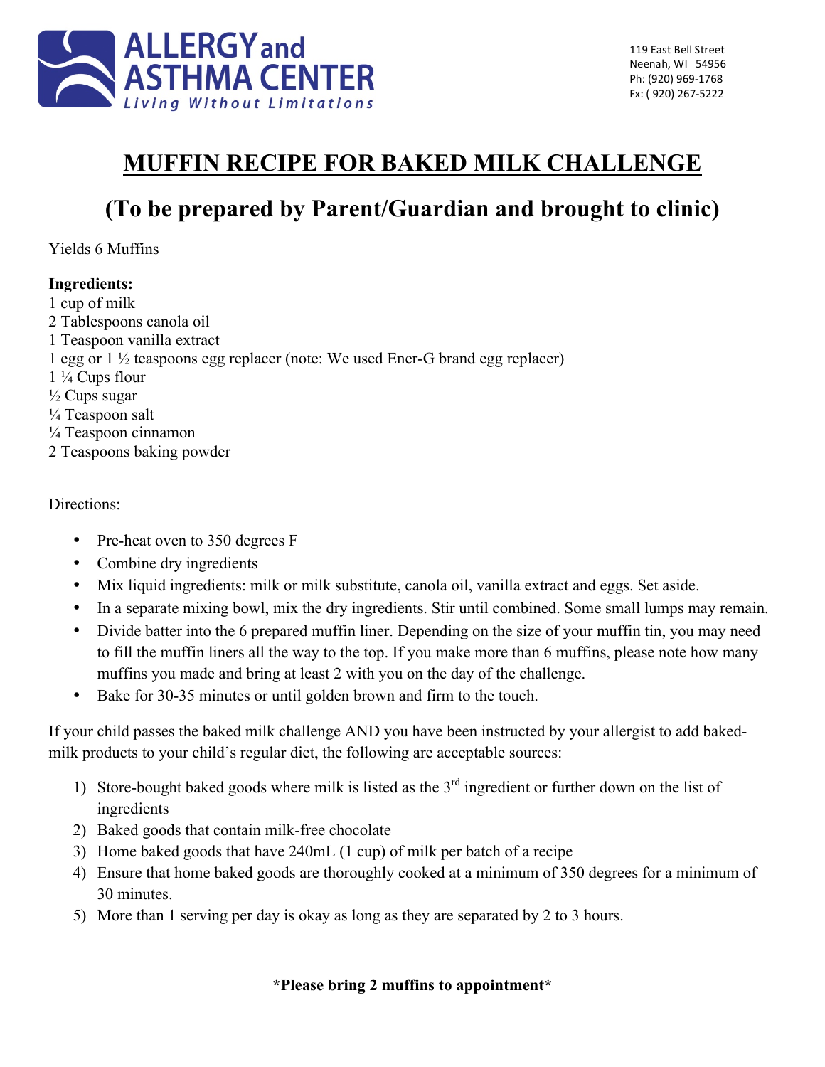**ALLERGY and ASTHMA CENTER**
*Living Without Limitations*

119 East Bell Street
Neenah, WI 54956
Ph: (920) 969-1768
Fx: ( 920) 267-5222

# MUFFIN RECIPE FOR BAKED MILK CHALLENGE

## (To be prepared by Parent/Guardian and brought to clinic)

Yields 6 Muffins

**Ingredients:**
1 cup of milk
2 Tablespoons canola oil
1 Teaspoon vanilla extract
1 egg or 1 ½ teaspoons egg replacer (note: We used Ener-G brand egg replacer)
1 ¼ Cups flour
½ Cups sugar
¼ Teaspoon salt
¼ Teaspoon cinnamon
2 Teaspoons baking powder

Directions:

- Pre-heat oven to 350 degrees F
- Combine dry ingredients
- Mix liquid ingredients: milk or milk substitute, canola oil, vanilla extract and eggs. Set aside.
- In a separate mixing bowl, mix the dry ingredients. Stir until combined. Some small lumps may remain.
- Divide batter into the 6 prepared muffin liner. Depending on the size of your muffin tin, you may need to fill the muffin liners all the way to the top. If you make more than 6 muffins, please note how many muffins you made and bring at least 2 with you on the day of the challenge.
- Bake for 30-35 minutes or until golden brown and firm to the touch.

If your child passes the baked milk challenge AND you have been instructed by your allergist to add baked-milk products to your child's regular diet, the following are acceptable sources:

1) Store-bought baked goods where milk is listed as the 3rd ingredient or further down on the list of ingredients
2) Baked goods that contain milk-free chocolate
3) Home baked goods that have 240mL (1 cup) of milk per batch of a recipe
4) Ensure that home baked goods are thoroughly cooked at a minimum of 350 degrees for a minimum of 30 minutes.
5) More than 1 serving per day is okay as long as they are separated by 2 to 3 hours.

**\*Please bring 2 muffins to appointment\***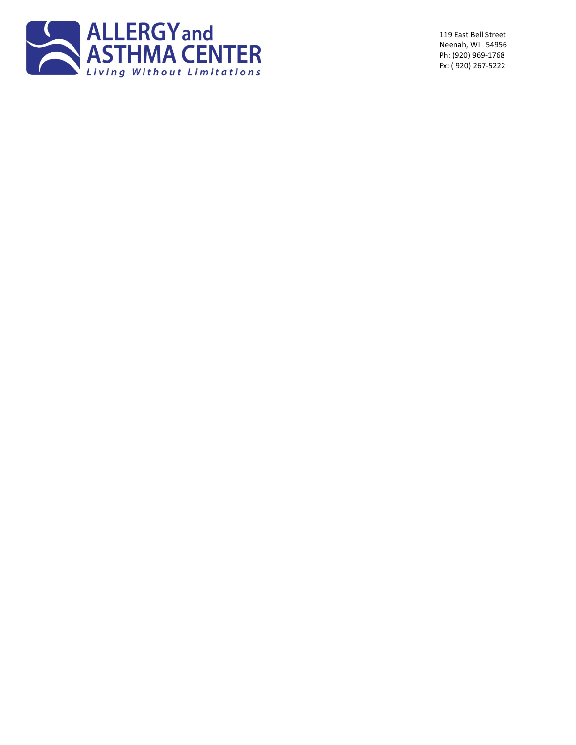# ALLERGY and ASTHMA CENTER

*Living Without Limitations*

119 East Bell Street
Neenah, WI 54956
Ph: (920) 969-1768
Fx: ( 920) 267-5222